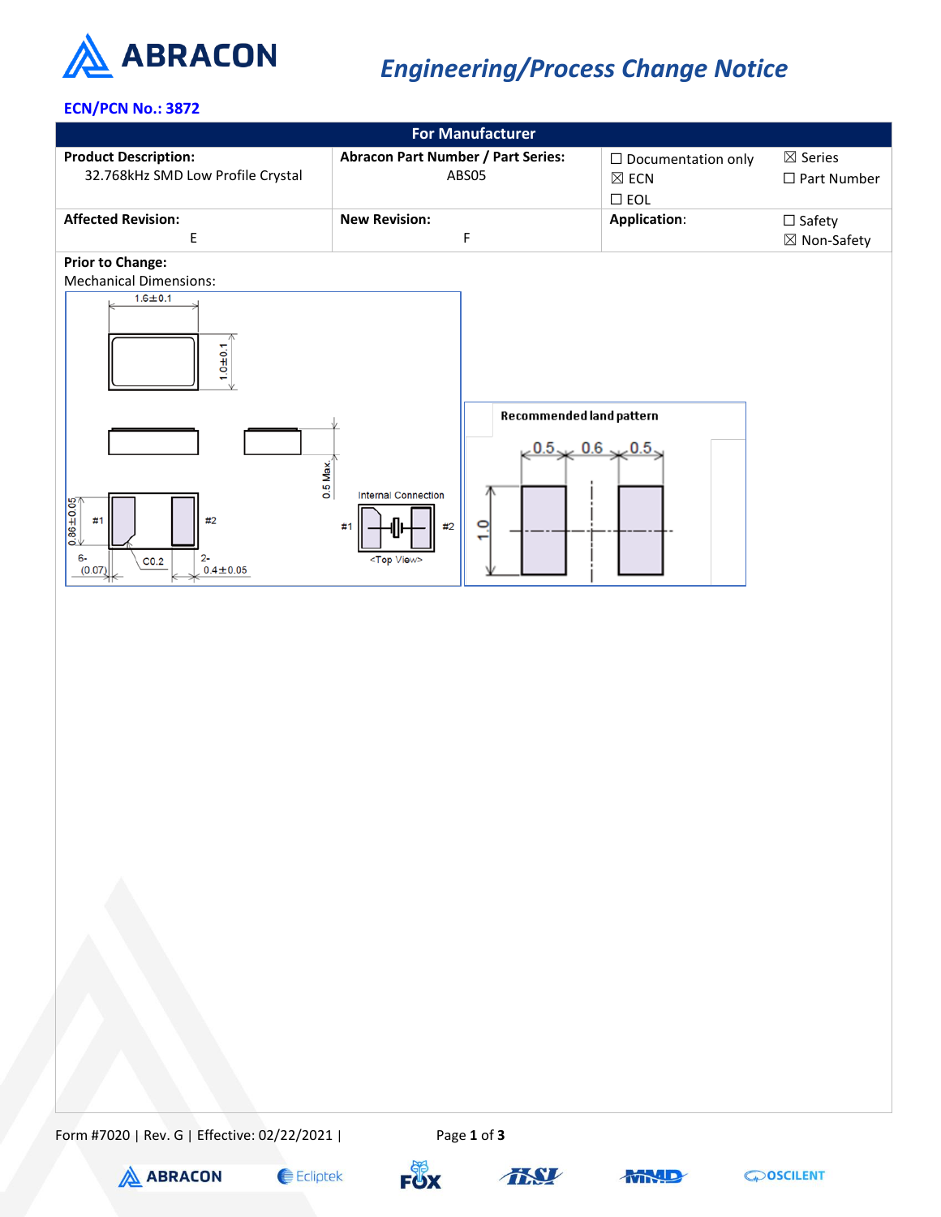# Engineering/Process Change Notice

**ECN/PCN No.: 3872**

| For Manufacturer | | | |
|---|---|---|---|
| **Product Description:** 32.768kHz SMD Low Profile Crystal | **Abracon Part Number / Part Series:** ABS05 | ☐ Documentation only<br>☒ ECN<br>☐ EOL | ☒ Series<br>☐ Part Number |
| **Affected Revision:** E | **New Revision:** F | **Application:** | ☐ Safety<br>☒ Non-Safety |

**Prior to Change:**

Mechanical Dimensions:

1.6±0.1

1.0±0.1

0.5 Max.

0.86±0.05

#1 #2

6-(0.07) C0.2 2-0.4±0.05

Internal Connection

#1 #2

<Top View>

**Recommended land pattern**

0.5 0.6 0.5

1.0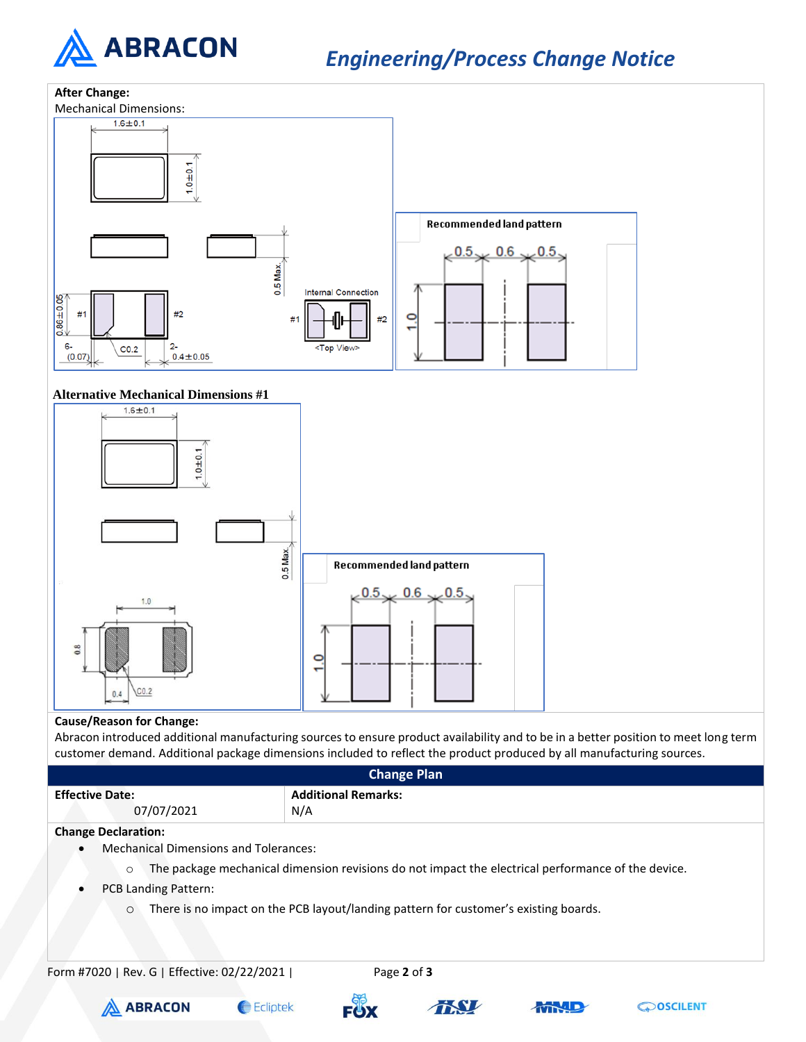**After Change:**

Mechanical Dimensions:

1.6±0.1

1.0±0.1

0.5 Max.

0.86±0.05

#1 #2

6-(0.07)

C0.2

2-0.4±0.05

Internal Connection

#1 #2

<Top View>

Recommended land pattern

0.5 0.6 0.5

1.0

**Alternative Mechanical Dimensions #1**

1.6±0.1

1.0±0.1

0.5 Max.

1.0

0.8

0.4

C0.2

Recommended land pattern

0.5 0.6 0.5

1.0

**Cause/Reason for Change:**

Abracon introduced additional manufacturing sources to ensure product availability and to be in a better position to meet long term customer demand. Additional package dimensions included to reflect the product produced by all manufacturing sources.

## Change Plan

| Effective Date: | Additional Remarks: |
| --- | --- |
| 07/07/2021 | N/A |

**Change Declaration:**

- Mechanical Dimensions and Tolerances:
  - The package mechanical dimension revisions do not impact the electrical performance of the device.
- PCB Landing Pattern:
  - There is no impact on the PCB layout/landing pattern for customer's existing boards.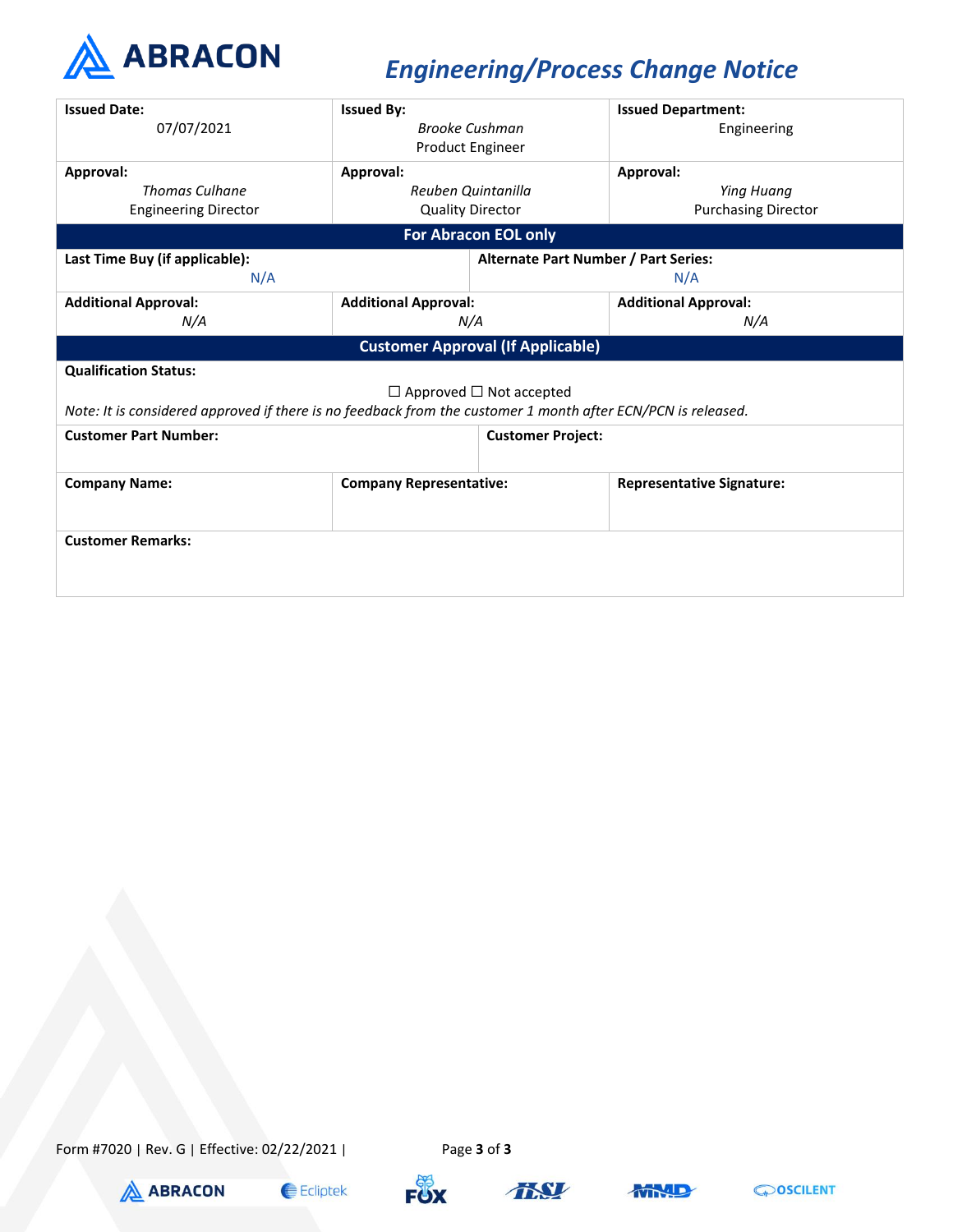# ABRACON

## *Engineering/Process Change Notice*

| | | |
|---|---|---|
| **Issued Date:** 07/07/2021 | **Issued By:** *Brooke Cushman* Product Engineer | **Issued Department:** Engineering |
| **Approval:** *Thomas Culhane* Engineering Director | **Approval:** *Reuben Quintanilla* Quality Director | **Approval:** *Ying Huang* Purchasing Director |

**For Abracon EOL only**

| | |
|---|---|
| **Last Time Buy (if applicable):** N/A | **Alternate Part Number / Part Series:** N/A |

| | | |
|---|---|---|
| **Additional Approval:** *N/A* | **Additional Approval:** *N/A* | **Additional Approval:** *N/A* |

**Customer Approval (If Applicable)**

**Qualification Status:**

☐ Approved ☐ Not accepted

*Note: It is considered approved if there is no feedback from the customer 1 month after ECN/PCN is released.*

| | |
|---|---|
| **Customer Part Number:** | **Customer Project:** |

| | | |
|---|---|---|
| **Company Name:** | **Company Representative:** | **Representative Signature:** |

**Customer Remarks:**

Form #7020 | Rev. G | Effective: 02/22/2021 |